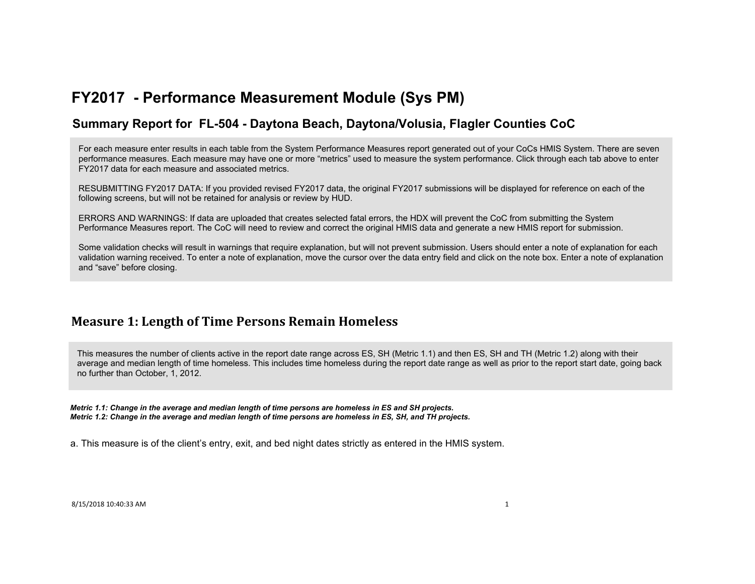# FY2017 - Performance Measurement Module (Sys PM)

## Summary Report for FL-504 - Daytona Beach, Daytona/Volusia, Flagler Counties CoC

For each measure enter results in each table from the System Performance Measures report generated out of your CoCs HMIS System. There are seven performance measures. Each measure may have one or more "metrics" used to measure the system performance. Click through each tab above to enter FY2017 data for each measure and associated metrics.

RESUBMITTING FY2017 DATA: If you provided revised FY2017 data, the original FY2017 submissions will be displayed for reference on each of the following screens, but will not be retained for analysis or review by HUD.

ERRORS AND WARNINGS: If data are uploaded that creates selected fatal errors, the HDX will prevent the CoC from submitting the System Performance Measures report. The CoC will need to review and correct the original HMIS data and generate a new HMIS report for submission.

Some validation checks will result in warnings that require explanation, but will not prevent submission. Users should enter a note of explanation for each validation warning received. To enter a note of explanation, move the cursor over the data entry field and click on the note box. Enter a note of explanation and "save" before closing.

## Measure 1: Length of Time Persons Remain Homeless

This measures the number of clients active in the report date range across ES, SH (Metric 1.1) and then ES, SH and TH (Metric 1.2) along with their average and median length of time homeless. This includes time homeless during the report date range as well as prior to the report start date, going back no further than October, 1, 2012.

***Metric 1.1: Change in the average and median length of time persons are homeless in ES and SH projects.***
***Metric 1.2: Change in the average and median length of time persons are homeless in ES, SH, and TH projects.***

a. This measure is of the client's entry, exit, and bed night dates strictly as entered in the HMIS system.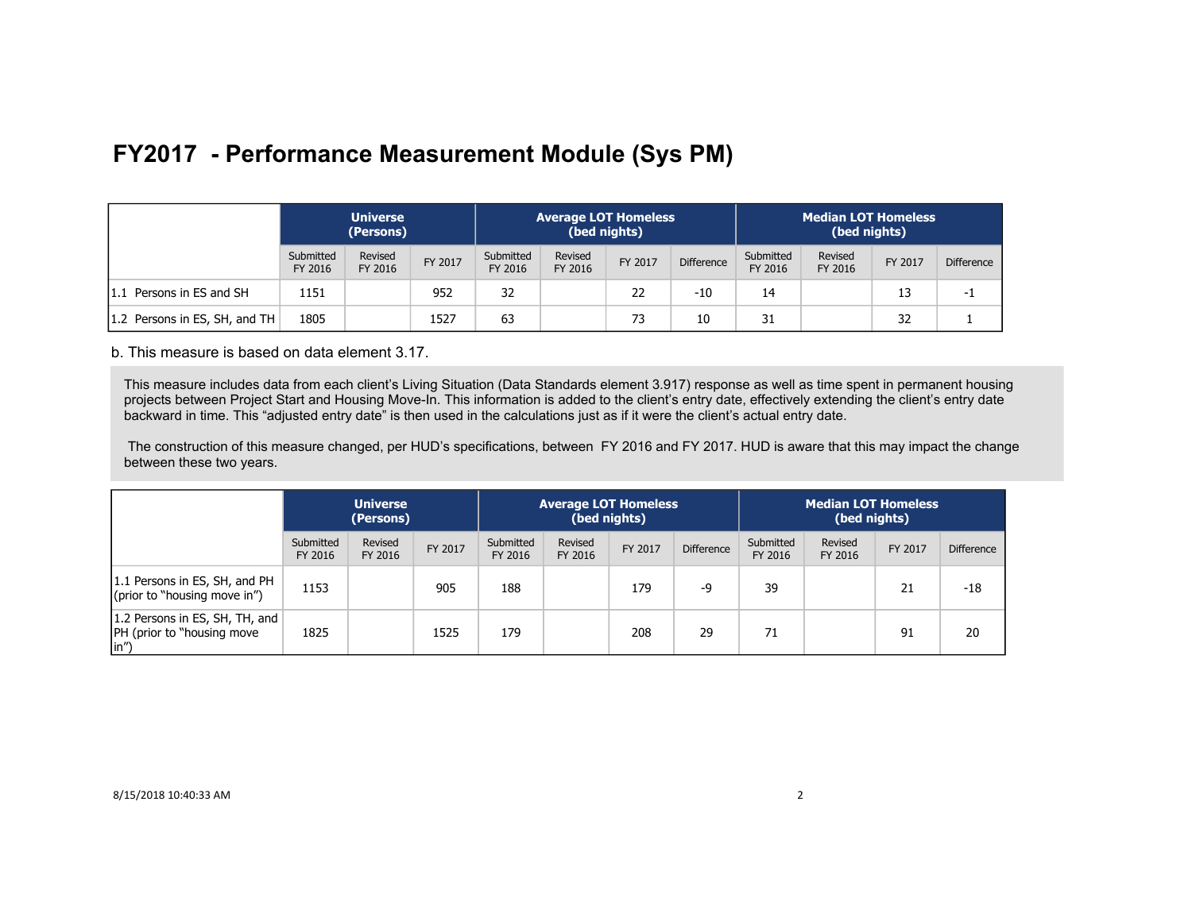# FY2017 - Performance Measurement Module (Sys PM)

| | Universe (Persons) | | | Average LOT Homeless (bed nights) | | | | Median LOT Homeless (bed nights) | | | |
|---|---|---|---|---|---|---|---|---|---|---|---|
| | Submitted FY 2016 | Revised FY 2016 | FY 2017 | Submitted FY 2016 | Revised FY 2016 | FY 2017 | Difference | Submitted FY 2016 | Revised FY 2016 | FY 2017 | Difference |
| 1.1 Persons in ES and SH | 1151 | | 952 | 32 | | 22 | -10 | 14 | | 13 | -1 |
| 1.2 Persons in ES, SH, and TH | 1805 | | 1527 | 63 | | 73 | 10 | 31 | | 32 | 1 |

b. This measure is based on data element 3.17.

This measure includes data from each client's Living Situation (Data Standards element 3.917) response as well as time spent in permanent housing projects between Project Start and Housing Move-In. This information is added to the client's entry date, effectively extending the client's entry date backward in time. This "adjusted entry date" is then used in the calculations just as if it were the client's actual entry date.

The construction of this measure changed, per HUD's specifications, between FY 2016 and FY 2017. HUD is aware that this may impact the change between these two years.

| | Universe (Persons) | | | Average LOT Homeless (bed nights) | | | | Median LOT Homeless (bed nights) | | | |
|---|---|---|---|---|---|---|---|---|---|---|---|
| | Submitted FY 2016 | Revised FY 2016 | FY 2017 | Submitted FY 2016 | Revised FY 2016 | FY 2017 | Difference | Submitted FY 2016 | Revised FY 2016 | FY 2017 | Difference |
| 1.1 Persons in ES, SH, and PH (prior to "housing move in") | 1153 | | 905 | 188 | | 179 | -9 | 39 | | 21 | -18 |
| 1.2 Persons in ES, SH, TH, and PH (prior to "housing move in") | 1825 | | 1525 | 179 | | 208 | 29 | 71 | | 91 | 20 |

8/15/2018 10:40:33 AM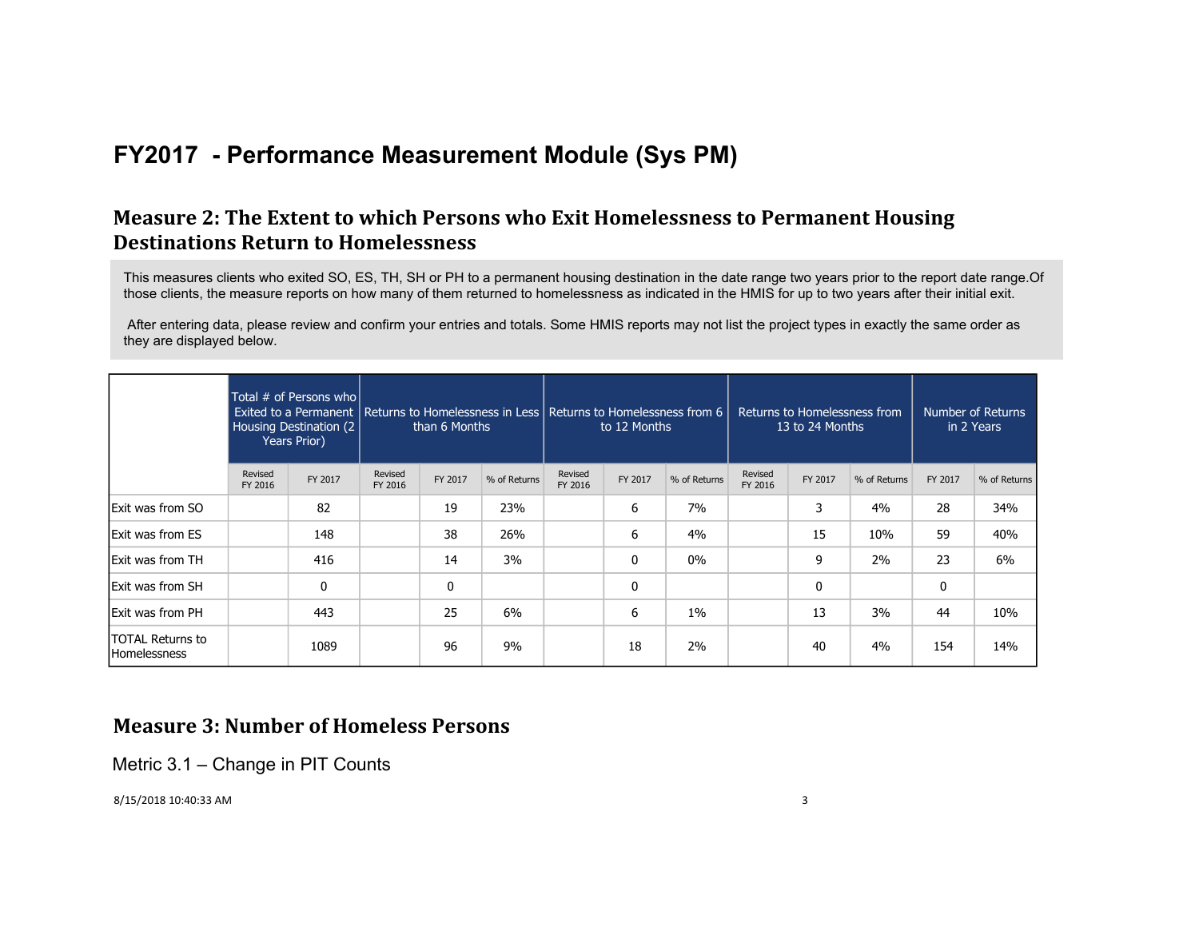# FY2017 - Performance Measurement Module (Sys PM)

## Measure 2: The Extent to which Persons who Exit Homelessness to Permanent Housing Destinations Return to Homelessness

This measures clients who exited SO, ES, TH, SH or PH to a permanent housing destination in the date range two years prior to the report date range.Of those clients, the measure reports on how many of them returned to homelessness as indicated in the HMIS for up to two years after their initial exit.

After entering data, please review and confirm your entries and totals. Some HMIS reports may not list the project types in exactly the same order as they are displayed below.

| | Total # of Persons who Exited to a Permanent Housing Destination (2 Years Prior) | | Returns to Homelessness in Less than 6 Months | | | Returns to Homelessness from 6 to 12 Months | | | Returns to Homelessness from 13 to 24 Months | | | Number of Returns in 2 Years | |
|---|---|---|---|---|---|---|---|---|---|---|---|---|---|
| | Revised FY 2016 | FY 2017 | Revised FY 2016 | FY 2017 | % of Returns | Revised FY 2016 | FY 2017 | % of Returns | Revised FY 2016 | FY 2017 | % of Returns | FY 2017 | % of Returns |
| Exit was from SO | | 82 | | 19 | 23% | | 6 | 7% | | 3 | 4% | 28 | 34% |
| Exit was from ES | | 148 | | 38 | 26% | | 6 | 4% | | 15 | 10% | 59 | 40% |
| Exit was from TH | | 416 | | 14 | 3% | | 0 | 0% | | 9 | 2% | 23 | 6% |
| Exit was from SH | | 0 | | 0 | | | 0 | | | 0 | | 0 | |
| Exit was from PH | | 443 | | 25 | 6% | | 6 | 1% | | 13 | 3% | 44 | 10% |
| TOTAL Returns to Homelessness | | 1089 | | 96 | 9% | | 18 | 2% | | 40 | 4% | 154 | 14% |

## Measure 3: Number of Homeless Persons

Metric 3.1 – Change in PIT Counts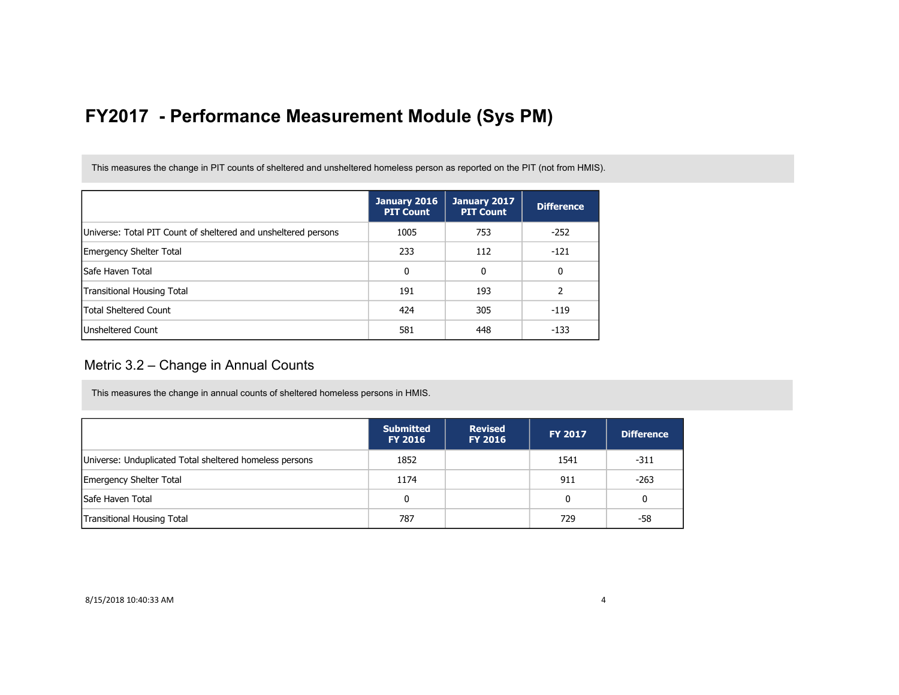# FY2017 - Performance Measurement Module (Sys PM)

This measures the change in PIT counts of sheltered and unsheltered homeless person as reported on the PIT (not from HMIS).

| | January 2016 PIT Count | January 2017 PIT Count | Difference |
|---|---|---|---|
| Universe: Total PIT Count of sheltered and unsheltered persons | 1005 | 753 | -252 |
| Emergency Shelter Total | 233 | 112 | -121 |
| Safe Haven Total | 0 | 0 | 0 |
| Transitional Housing Total | 191 | 193 | 2 |
| Total Sheltered Count | 424 | 305 | -119 |
| Unsheltered Count | 581 | 448 | -133 |

## Metric 3.2 – Change in Annual Counts

This measures the change in annual counts of sheltered homeless persons in HMIS.

| | Submitted FY 2016 | Revised FY 2016 | FY 2017 | Difference |
|---|---|---|---|---|
| Universe: Unduplicated Total sheltered homeless persons | 1852 | | 1541 | -311 |
| Emergency Shelter Total | 1174 | | 911 | -263 |
| Safe Haven Total | 0 | | 0 | 0 |
| Transitional Housing Total | 787 | | 729 | -58 |

8/15/2018 10:40:33 AM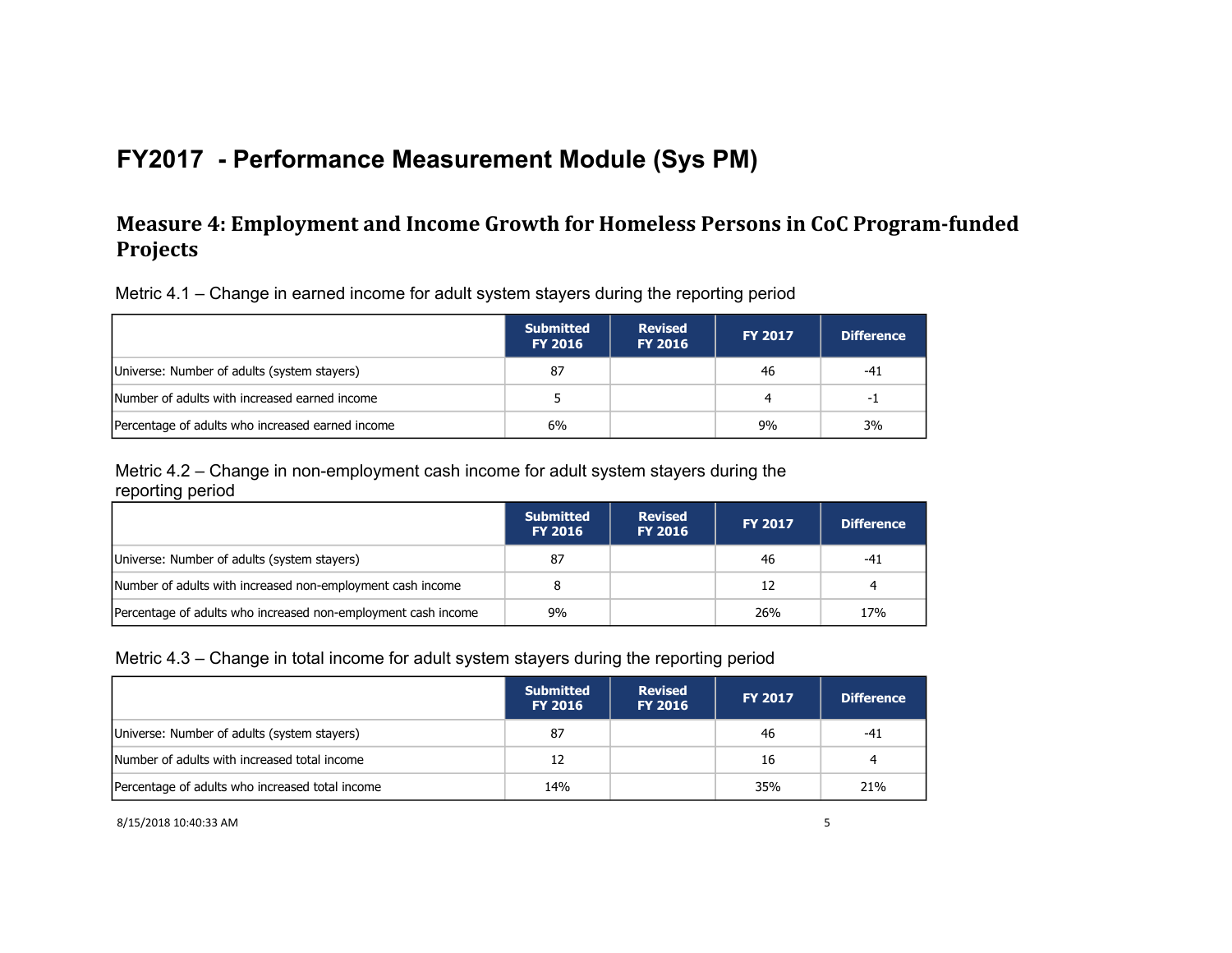# FY2017 - Performance Measurement Module (Sys PM)

## Measure 4: Employment and Income Growth for Homeless Persons in CoC Program-funded Projects

Metric 4.1 – Change in earned income for adult system stayers during the reporting period

| | Submitted FY 2016 | Revised FY 2016 | FY 2017 | Difference |
|---|---|---|---|---|
| Universe: Number of adults (system stayers) | 87 | | 46 | -41 |
| Number of adults with increased earned income | 5 | | 4 | -1 |
| Percentage of adults who increased earned income | 6% | | 9% | 3% |

Metric 4.2 – Change in non-employment cash income for adult system stayers during the reporting period

| | Submitted FY 2016 | Revised FY 2016 | FY 2017 | Difference |
|---|---|---|---|---|
| Universe: Number of adults (system stayers) | 87 | | 46 | -41 |
| Number of adults with increased non-employment cash income | 8 | | 12 | 4 |
| Percentage of adults who increased non-employment cash income | 9% | | 26% | 17% |

Metric 4.3 – Change in total income for adult system stayers during the reporting period

| | Submitted FY 2016 | Revised FY 2016 | FY 2017 | Difference |
|---|---|---|---|---|
| Universe: Number of adults (system stayers) | 87 | | 46 | -41 |
| Number of adults with increased total income | 12 | | 16 | 4 |
| Percentage of adults who increased total income | 14% | | 35% | 21% |

8/15/2018 10:40:33 AM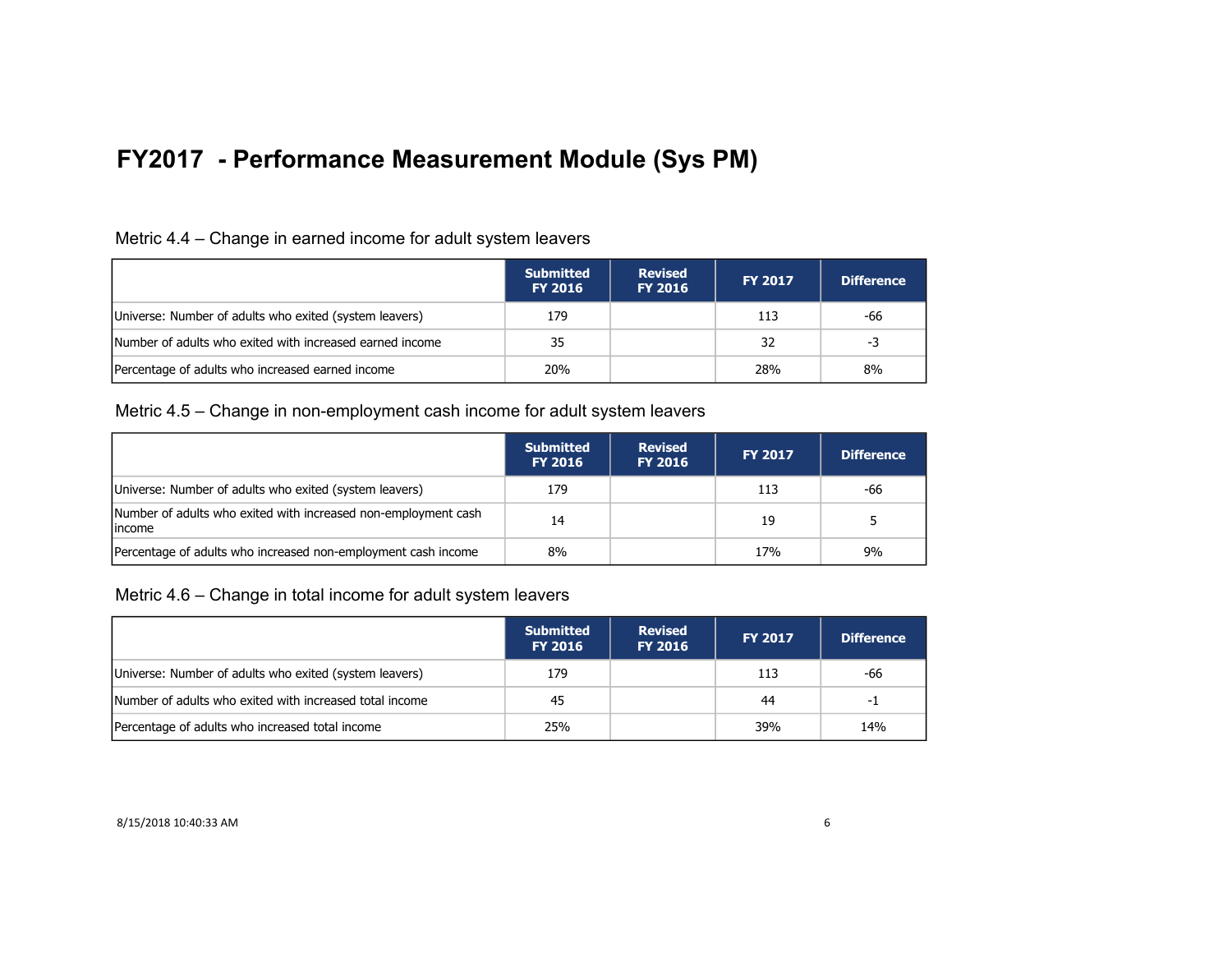# FY2017 - Performance Measurement Module (Sys PM)

Metric 4.4 – Change in earned income for adult system leavers

| | Submitted FY 2016 | Revised FY 2016 | FY 2017 | Difference |
|---|---|---|---|---|
| Universe: Number of adults who exited (system leavers) | 179 | | 113 | -66 |
| Number of adults who exited with increased earned income | 35 | | 32 | -3 |
| Percentage of adults who increased earned income | 20% | | 28% | 8% |

Metric 4.5 – Change in non-employment cash income for adult system leavers

| | Submitted FY 2016 | Revised FY 2016 | FY 2017 | Difference |
|---|---|---|---|---|
| Universe: Number of adults who exited (system leavers) | 179 | | 113 | -66 |
| Number of adults who exited with increased non-employment cash income | 14 | | 19 | 5 |
| Percentage of adults who increased non-employment cash income | 8% | | 17% | 9% |

Metric 4.6 – Change in total income for adult system leavers

| | Submitted FY 2016 | Revised FY 2016 | FY 2017 | Difference |
|---|---|---|---|---|
| Universe: Number of adults who exited (system leavers) | 179 | | 113 | -66 |
| Number of adults who exited with increased total income | 45 | | 44 | -1 |
| Percentage of adults who increased total income | 25% | | 39% | 14% |

8/15/2018 10:40:33 AM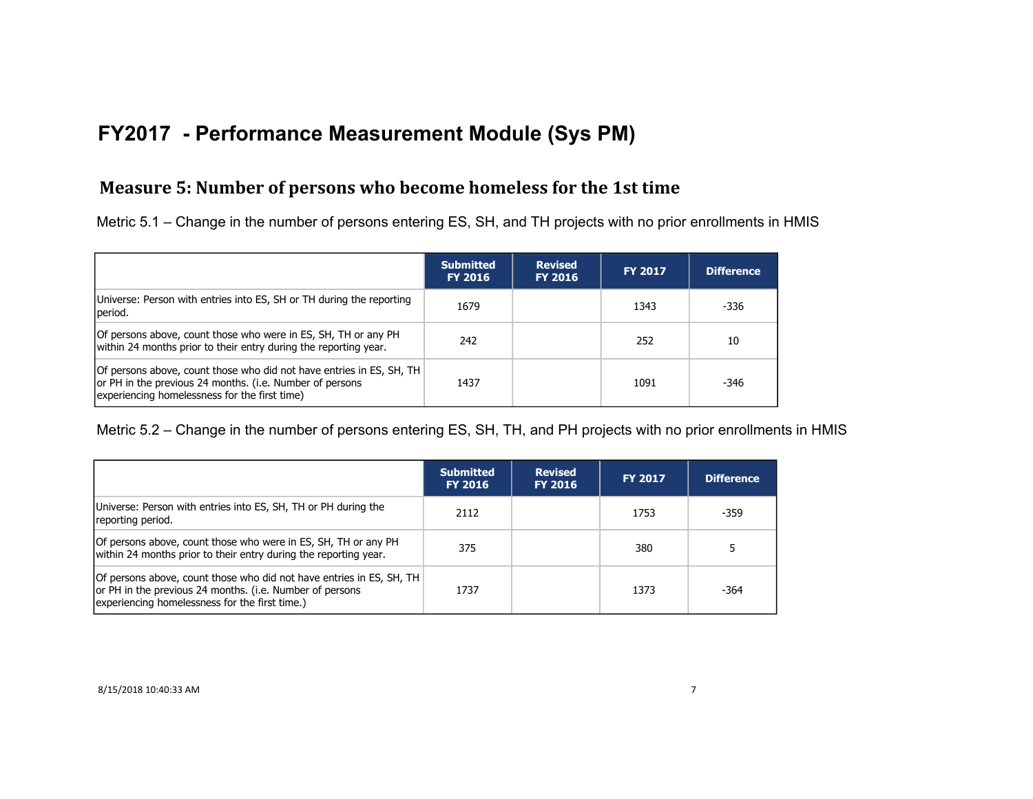# FY2017 - Performance Measurement Module (Sys PM)

## Measure 5: Number of persons who become homeless for the 1st time

Metric 5.1 – Change in the number of persons entering ES, SH, and TH projects with no prior enrollments in HMIS

| | Submitted FY 2016 | Revised FY 2016 | FY 2017 | Difference |
|---|---|---|---|---|
| Universe: Person with entries into ES, SH or TH during the reporting period. | 1679 | | 1343 | -336 |
| Of persons above, count those who were in ES, SH, TH or any PH within 24 months prior to their entry during the reporting year. | 242 | | 252 | 10 |
| Of persons above, count those who did not have entries in ES, SH, TH or PH in the previous 24 months. (i.e. Number of persons experiencing homelessness for the first time) | 1437 | | 1091 | -346 |

Metric 5.2 – Change in the number of persons entering ES, SH, TH, and PH projects with no prior enrollments in HMIS

| | Submitted FY 2016 | Revised FY 2016 | FY 2017 | Difference |
|---|---|---|---|---|
| Universe: Person with entries into ES, SH, TH or PH during the reporting period. | 2112 | | 1753 | -359 |
| Of persons above, count those who were in ES, SH, TH or any PH within 24 months prior to their entry during the reporting year. | 375 | | 380 | 5 |
| Of persons above, count those who did not have entries in ES, SH, TH or PH in the previous 24 months. (i.e. Number of persons experiencing homelessness for the first time.) | 1737 | | 1373 | -364 |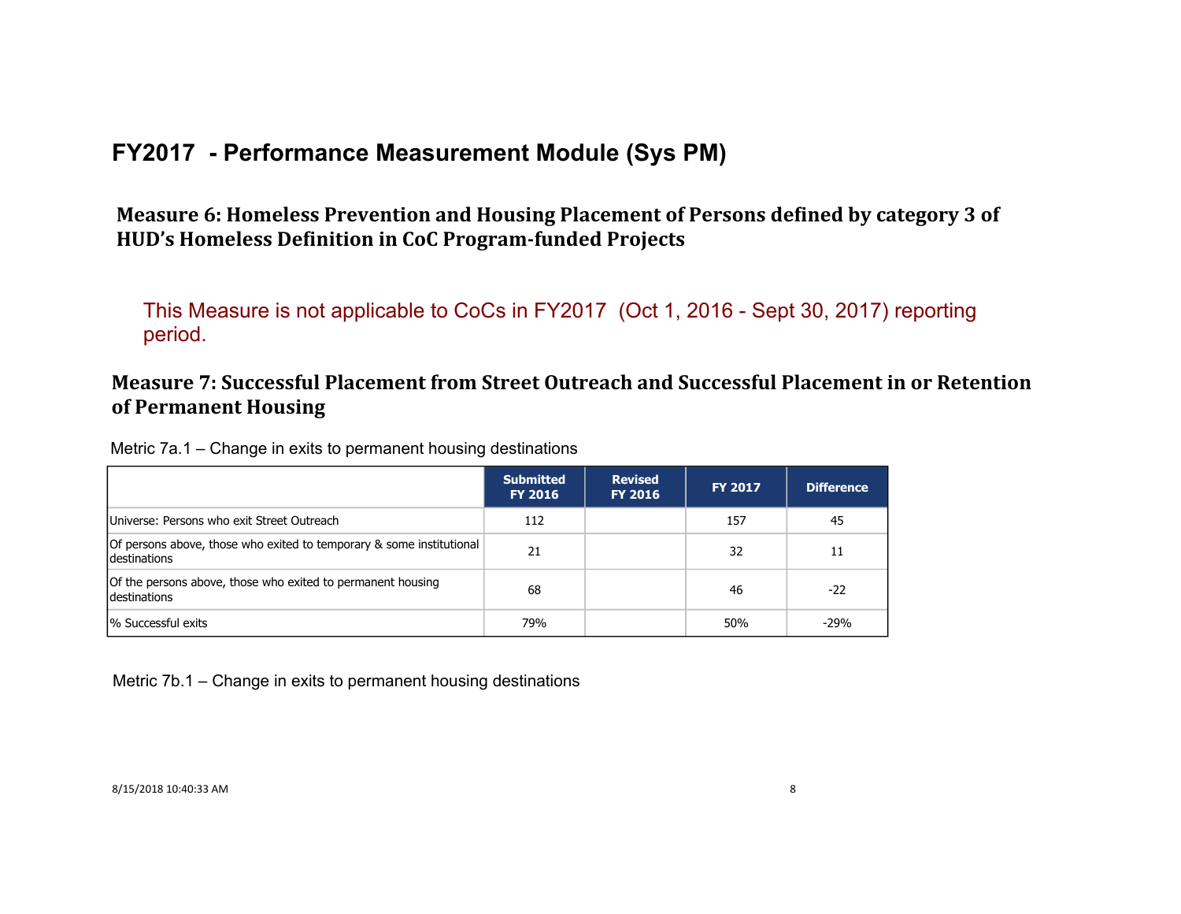# FY2017 - Performance Measurement Module (Sys PM)

## Measure 6: Homeless Prevention and Housing Placement of Persons defined by category 3 of HUD's Homeless Definition in CoC Program-funded Projects

This Measure is not applicable to CoCs in FY2017 (Oct 1, 2016 - Sept 30, 2017) reporting period.

## Measure 7: Successful Placement from Street Outreach and Successful Placement in or Retention of Permanent Housing

Metric 7a.1 – Change in exits to permanent housing destinations

| | Submitted FY 2016 | Revised FY 2016 | FY 2017 | Difference |
|---|---|---|---|---|
| Universe: Persons who exit Street Outreach | 112 | | 157 | 45 |
| Of persons above, those who exited to temporary & some institutional destinations | 21 | | 32 | 11 |
| Of the persons above, those who exited to permanent housing destinations | 68 | | 46 | -22 |
| % Successful exits | 79% | | 50% | -29% |

Metric 7b.1 – Change in exits to permanent housing destinations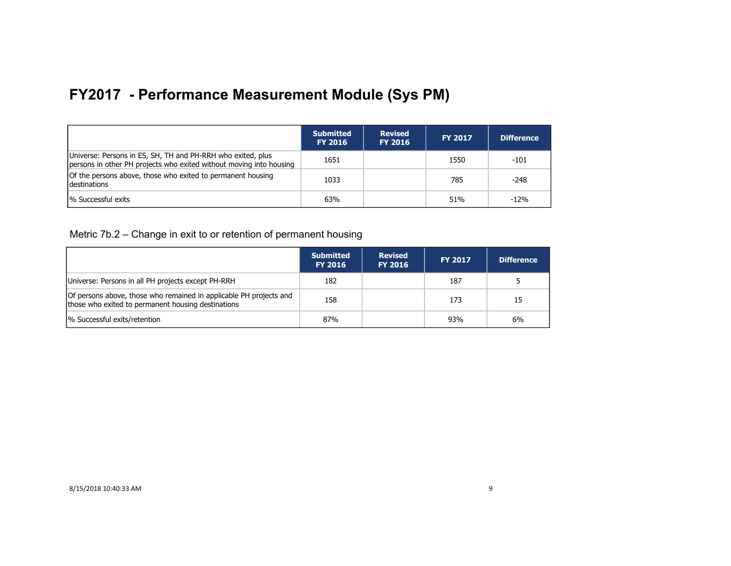# FY2017 - Performance Measurement Module (Sys PM)

| | Submitted FY 2016 | Revised FY 2016 | FY 2017 | Difference |
|---|---|---|---|---|
| Universe: Persons in ES, SH, TH and PH-RRH who exited, plus persons in other PH projects who exited without moving into housing | 1651 | | 1550 | -101 |
| Of the persons above, those who exited to permanent housing destinations | 1033 | | 785 | -248 |
| % Successful exits | 63% | | 51% | -12% |

Metric 7b.2 – Change in exit to or retention of permanent housing

| | Submitted FY 2016 | Revised FY 2016 | FY 2017 | Difference |
|---|---|---|---|---|
| Universe: Persons in all PH projects except PH-RRH | 182 | | 187 | 5 |
| Of persons above, those who remained in applicable PH projects and those who exited to permanent housing destinations | 158 | | 173 | 15 |
| % Successful exits/retention | 87% | | 93% | 6% |

8/15/2018 10:40:33 AM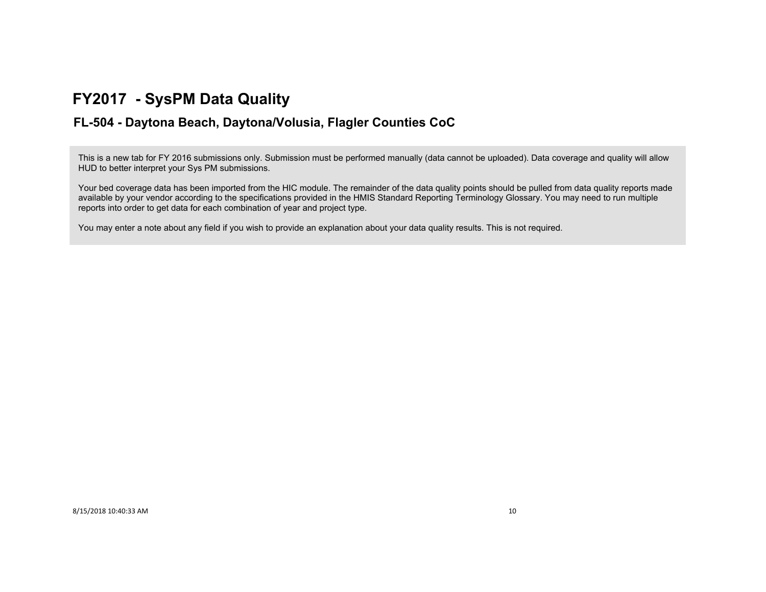# FY2017 - SysPM Data Quality

## FL-504 - Daytona Beach, Daytona/Volusia, Flagler Counties CoC

This is a new tab for FY 2016 submissions only. Submission must be performed manually (data cannot be uploaded). Data coverage and quality will allow HUD to better interpret your Sys PM submissions.

Your bed coverage data has been imported from the HIC module. The remainder of the data quality points should be pulled from data quality reports made available by your vendor according to the specifications provided in the HMIS Standard Reporting Terminology Glossary. You may need to run multiple reports into order to get data for each combination of year and project type.

You may enter a note about any field if you wish to provide an explanation about your data quality results. This is not required.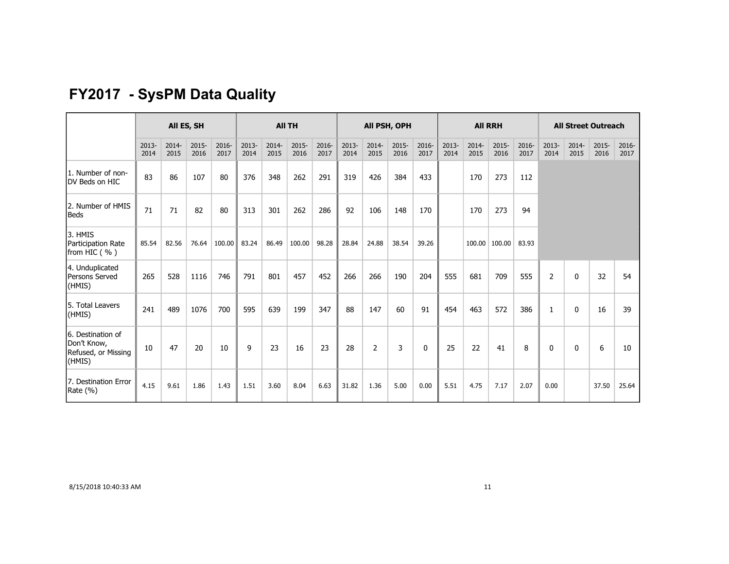# FY2017 - SysPM Data Quality

| | All ES, SH | | | | All TH | | | | All PSH, OPH | | | | All RRH | | | | All Street Outreach | | | |
|---|---|---|---|---|---|---|---|---|---|---|---|---|---|---|---|---|---|---|---|---|
| | 2013-2014 | 2014-2015 | 2015-2016 | 2016-2017 | 2013-2014 | 2014-2015 | 2015-2016 | 2016-2017 | 2013-2014 | 2014-2015 | 2015-2016 | 2016-2017 | 2013-2014 | 2014-2015 | 2015-2016 | 2016-2017 | 2013-2014 | 2014-2015 | 2015-2016 | 2016-2017 |
| 1. Number of non-DV Beds on HIC | 83 | 86 | 107 | 80 | 376 | 348 | 262 | 291 | 319 | 426 | 384 | 433 | | 170 | 273 | 112 | | | | |
| 2. Number of HMIS Beds | 71 | 71 | 82 | 80 | 313 | 301 | 262 | 286 | 92 | 106 | 148 | 170 | | 170 | 273 | 94 | | | | |
| 3. HMIS Participation Rate from HIC ( % ) | 85.54 | 82.56 | 76.64 | 100.00 | 83.24 | 86.49 | 100.00 | 98.28 | 28.84 | 24.88 | 38.54 | 39.26 | | 100.00 | 100.00 | 83.93 | | | | |
| 4. Unduplicated Persons Served (HMIS) | 265 | 528 | 1116 | 746 | 791 | 801 | 457 | 452 | 266 | 266 | 190 | 204 | 555 | 681 | 709 | 555 | 2 | 0 | 32 | 54 |
| 5. Total Leavers (HMIS) | 241 | 489 | 1076 | 700 | 595 | 639 | 199 | 347 | 88 | 147 | 60 | 91 | 454 | 463 | 572 | 386 | 1 | 0 | 16 | 39 |
| 6. Destination of Don't Know, Refused, or Missing (HMIS) | 10 | 47 | 20 | 10 | 9 | 23 | 16 | 23 | 28 | 2 | 3 | 0 | 25 | 22 | 41 | 8 | 0 | 0 | 6 | 10 |
| 7. Destination Error Rate (%) | 4.15 | 9.61 | 1.86 | 1.43 | 1.51 | 3.60 | 8.04 | 6.63 | 31.82 | 1.36 | 5.00 | 0.00 | 5.51 | 4.75 | 7.17 | 2.07 | 0.00 | | 37.50 | 25.64 |

8/15/2018 10:40:33 AM